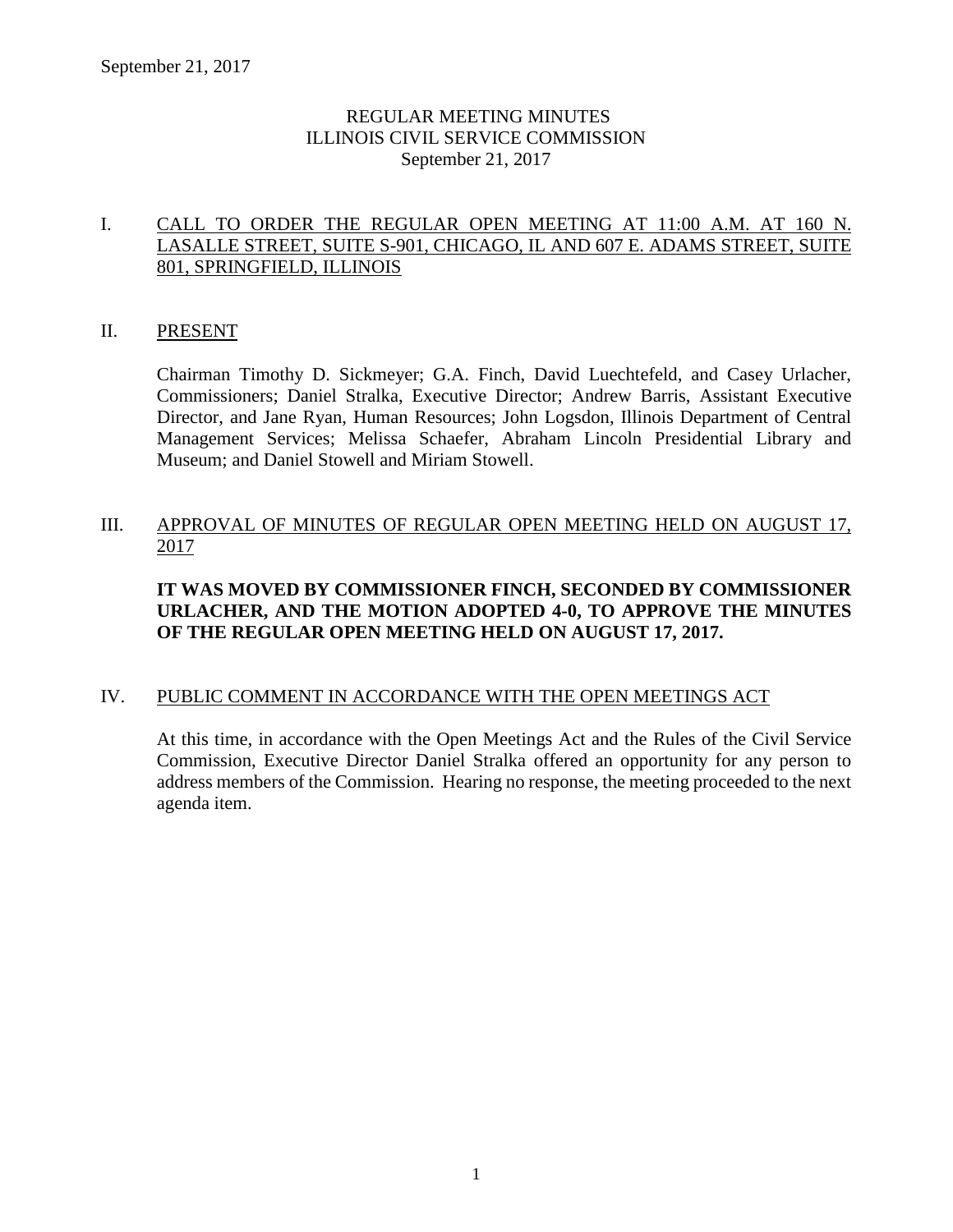# REGULAR MEETING MINUTES
# ILLINOIS CIVIL SERVICE COMMISSION
# September 21, 2017

## I. CALL TO ORDER THE REGULAR OPEN MEETING AT 11:00 A.M. AT 160 N. LASALLE STREET, SUITE S-901, CHICAGO, IL AND 607 E. ADAMS STREET, SUITE 801, SPRINGFIELD, ILLINOIS

## II. PRESENT

Chairman Timothy D. Sickmeyer; G.A. Finch, David Luechtefeld, and Casey Urlacher, Commissioners; Daniel Stralka, Executive Director; Andrew Barris, Assistant Executive Director, and Jane Ryan, Human Resources; John Logsdon, Illinois Department of Central Management Services; Melissa Schaefer, Abraham Lincoln Presidential Library and Museum; and Daniel Stowell and Miriam Stowell.

## III. APPROVAL OF MINUTES OF REGULAR OPEN MEETING HELD ON AUGUST 17, 2017

**IT WAS MOVED BY COMMISSIONER FINCH, SECONDED BY COMMISSIONER URLACHER, AND THE MOTION ADOPTED 4-0, TO APPROVE THE MINUTES OF THE REGULAR OPEN MEETING HELD ON AUGUST 17, 2017.**

## IV. PUBLIC COMMENT IN ACCORDANCE WITH THE OPEN MEETINGS ACT

At this time, in accordance with the Open Meetings Act and the Rules of the Civil Service Commission, Executive Director Daniel Stralka offered an opportunity for any person to address members of the Commission. Hearing no response, the meeting proceeded to the next agenda item.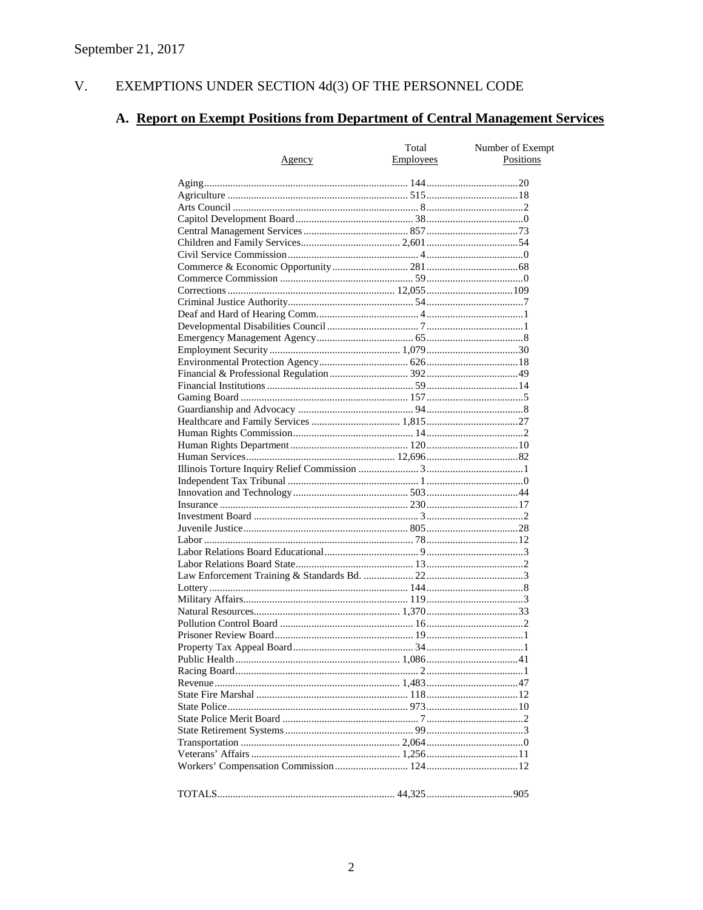September 21, 2017

# V. EXEMPTIONS UNDER SECTION 4d(3) OF THE PERSONNEL CODE

## A. Report on Exempt Positions from Department of Central Management Services

| Agency | Total Employees | Number of Exempt Positions |
|---|---|---|
| Aging | 144 | 20 |
| Agriculture | 515 | 18 |
| Arts Council | 8 | 2 |
| Capitol Development Board | 38 | 0 |
| Central Management Services | 857 | 73 |
| Children and Family Services | 2,601 | 54 |
| Civil Service Commission | 4 | 0 |
| Commerce & Economic Opportunity | 281 | 68 |
| Commerce Commission | 59 | 0 |
| Corrections | 12,055 | 109 |
| Criminal Justice Authority | 54 | 7 |
| Deaf and Hard of Hearing Comm. | 4 | 1 |
| Developmental Disabilities Council | 7 | 1 |
| Emergency Management Agency | 65 | 8 |
| Employment Security | 1,079 | 30 |
| Environmental Protection Agency | 626 | 18 |
| Financial & Professional Regulation | 392 | 49 |
| Financial Institutions | 59 | 14 |
| Gaming Board | 157 | 5 |
| Guardianship and Advocacy | 94 | 8 |
| Healthcare and Family Services | 1,815 | 27 |
| Human Rights Commission | 14 | 2 |
| Human Rights Department | 120 | 10 |
| Human Services | 12,696 | 82 |
| Illinois Torture Inquiry Relief Commission | 3 | 1 |
| Independent Tax Tribunal | 1 | 0 |
| Innovation and Technology | 503 | 44 |
| Insurance | 230 | 17 |
| Investment Board | 3 | 2 |
| Juvenile Justice | 805 | 28 |
| Labor | 78 | 12 |
| Labor Relations Board Educational | 9 | 3 |
| Labor Relations Board State | 13 | 2 |
| Law Enforcement Training & Standards Bd. | 22 | 3 |
| Lottery | 144 | 8 |
| Military Affairs | 119 | 3 |
| Natural Resources | 1,370 | 33 |
| Pollution Control Board | 16 | 2 |
| Prisoner Review Board | 19 | 1 |
| Property Tax Appeal Board | 34 | 1 |
| Public Health | 1,086 | 41 |
| Racing Board | 2 | 1 |
| Revenue | 1,483 | 47 |
| State Fire Marshal | 118 | 12 |
| State Police | 973 | 10 |
| State Police Merit Board | 7 | 2 |
| State Retirement Systems | 99 | 3 |
| Transportation | 2,064 | 0 |
| Veterans' Affairs | 1,256 | 11 |
| Workers' Compensation Commission | 124 | 12 |
| TOTALS | 44,325 | 905 |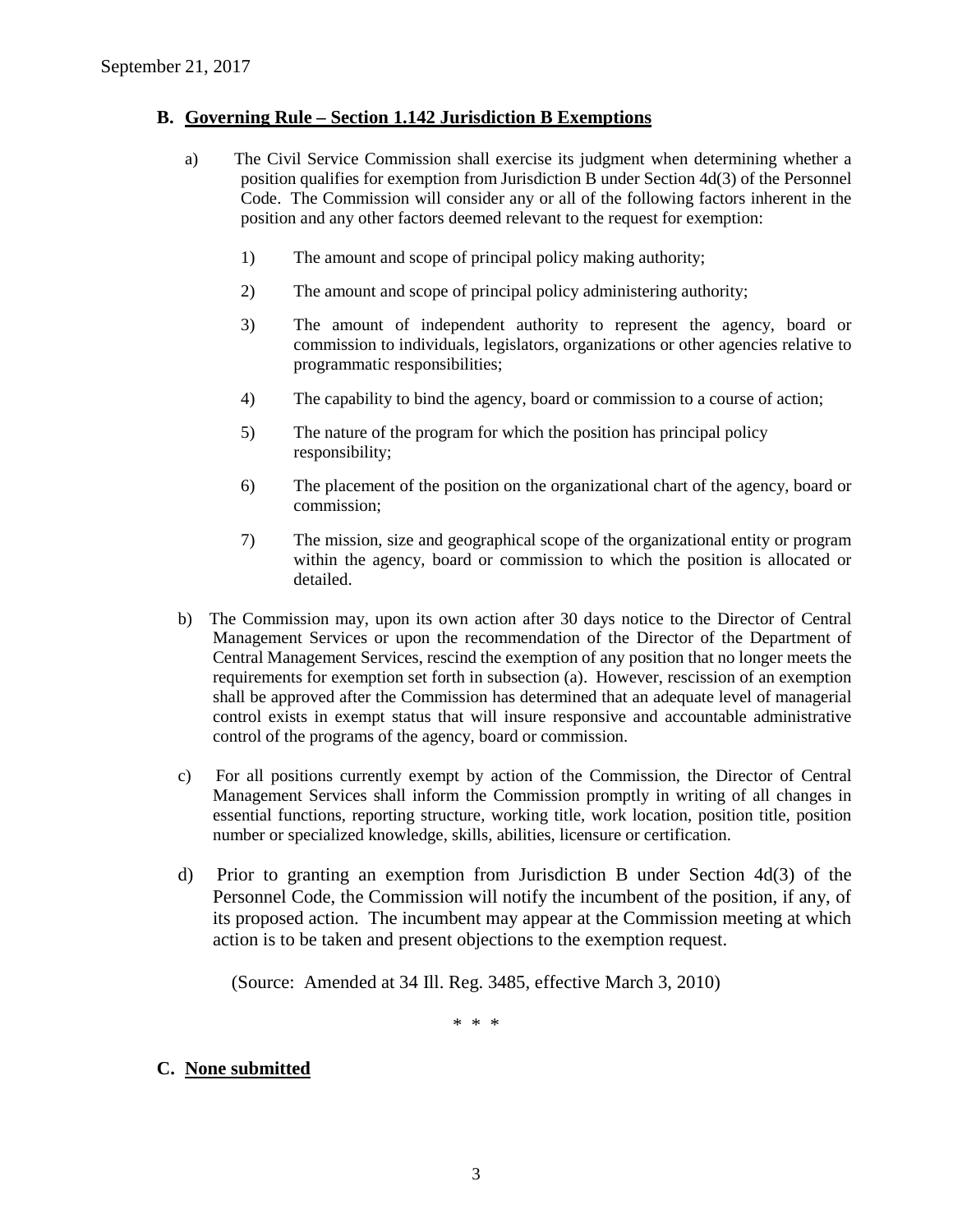## B. Governing Rule – Section 1.142 Jurisdiction B Exemptions

a) The Civil Service Commission shall exercise its judgment when determining whether a position qualifies for exemption from Jurisdiction B under Section 4d(3) of the Personnel Code. The Commission will consider any or all of the following factors inherent in the position and any other factors deemed relevant to the request for exemption:

1) The amount and scope of principal policy making authority;

2) The amount and scope of principal policy administering authority;

3) The amount of independent authority to represent the agency, board or commission to individuals, legislators, organizations or other agencies relative to programmatic responsibilities;

4) The capability to bind the agency, board or commission to a course of action;

5) The nature of the program for which the position has principal policy responsibility;

6) The placement of the position on the organizational chart of the agency, board or commission;

7) The mission, size and geographical scope of the organizational entity or program within the agency, board or commission to which the position is allocated or detailed.

b) The Commission may, upon its own action after 30 days notice to the Director of Central Management Services or upon the recommendation of the Director of the Department of Central Management Services, rescind the exemption of any position that no longer meets the requirements for exemption set forth in subsection (a). However, rescission of an exemption shall be approved after the Commission has determined that an adequate level of managerial control exists in exempt status that will insure responsive and accountable administrative control of the programs of the agency, board or commission.

c) For all positions currently exempt by action of the Commission, the Director of Central Management Services shall inform the Commission promptly in writing of all changes in essential functions, reporting structure, working title, work location, position title, position number or specialized knowledge, skills, abilities, licensure or certification.

d) Prior to granting an exemption from Jurisdiction B under Section 4d(3) of the Personnel Code, the Commission will notify the incumbent of the position, if any, of its proposed action. The incumbent may appear at the Commission meeting at which action is to be taken and present objections to the exemption request.

(Source: Amended at 34 Ill. Reg. 3485, effective March 3, 2010)

\* \* \*

## C. None submitted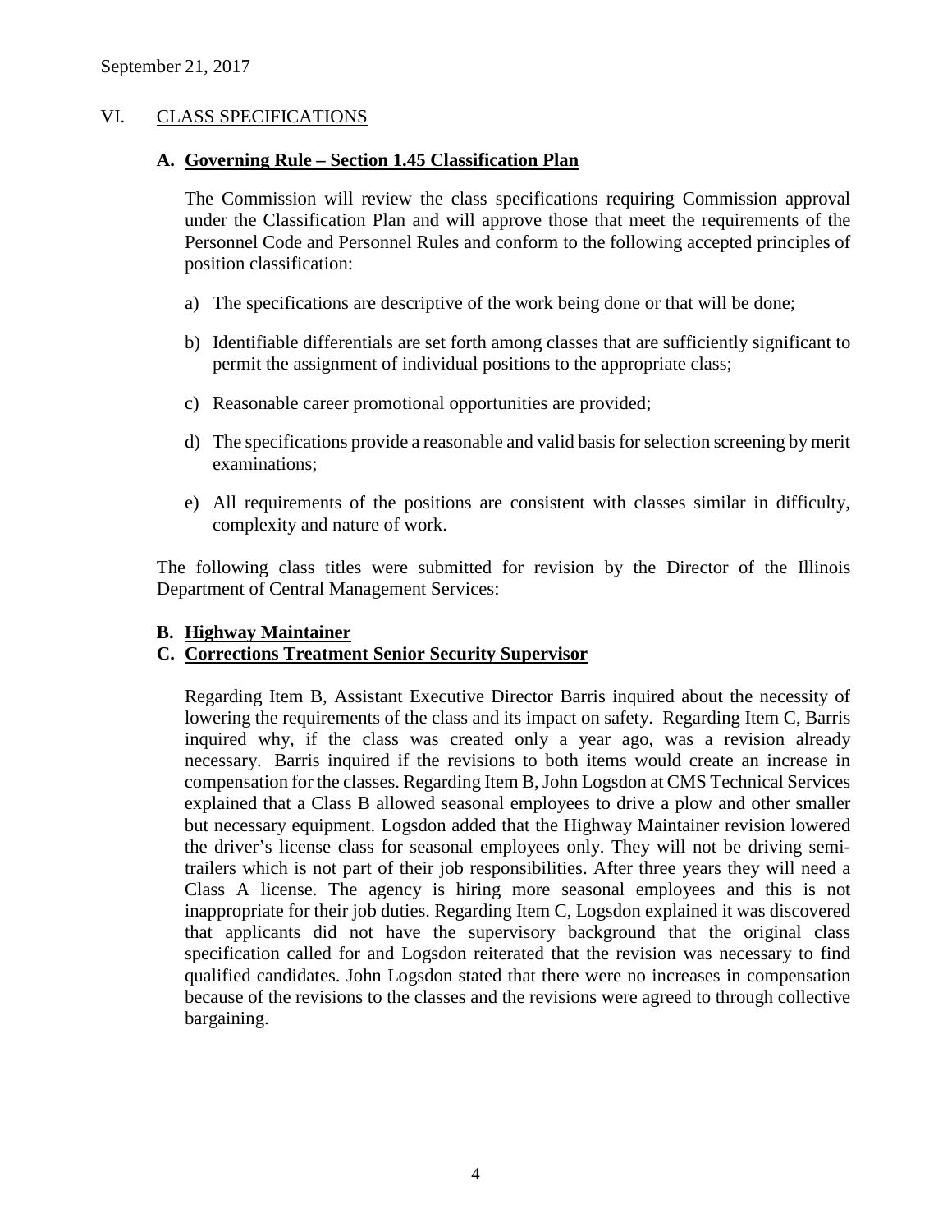September 21, 2017

## VI. CLASS SPECIFICATIONS

### A. Governing Rule – Section 1.45 Classification Plan

The Commission will review the class specifications requiring Commission approval under the Classification Plan and will approve those that meet the requirements of the Personnel Code and Personnel Rules and conform to the following accepted principles of position classification:

a) The specifications are descriptive of the work being done or that will be done;

b) Identifiable differentials are set forth among classes that are sufficiently significant to permit the assignment of individual positions to the appropriate class;

c) Reasonable career promotional opportunities are provided;

d) The specifications provide a reasonable and valid basis for selection screening by merit examinations;

e) All requirements of the positions are consistent with classes similar in difficulty, complexity and nature of work.

The following class titles were submitted for revision by the Director of the Illinois Department of Central Management Services:

### B. Highway Maintainer

### C. Corrections Treatment Senior Security Supervisor

Regarding Item B, Assistant Executive Director Barris inquired about the necessity of lowering the requirements of the class and its impact on safety. Regarding Item C, Barris inquired why, if the class was created only a year ago, was a revision already necessary. Barris inquired if the revisions to both items would create an increase in compensation for the classes. Regarding Item B, John Logsdon at CMS Technical Services explained that a Class B allowed seasonal employees to drive a plow and other smaller but necessary equipment. Logsdon added that the Highway Maintainer revision lowered the driver's license class for seasonal employees only. They will not be driving semi-trailers which is not part of their job responsibilities. After three years they will need a Class A license. The agency is hiring more seasonal employees and this is not inappropriate for their job duties. Regarding Item C, Logsdon explained it was discovered that applicants did not have the supervisory background that the original class specification called for and Logsdon reiterated that the revision was necessary to find qualified candidates. John Logsdon stated that there were no increases in compensation because of the revisions to the classes and the revisions were agreed to through collective bargaining.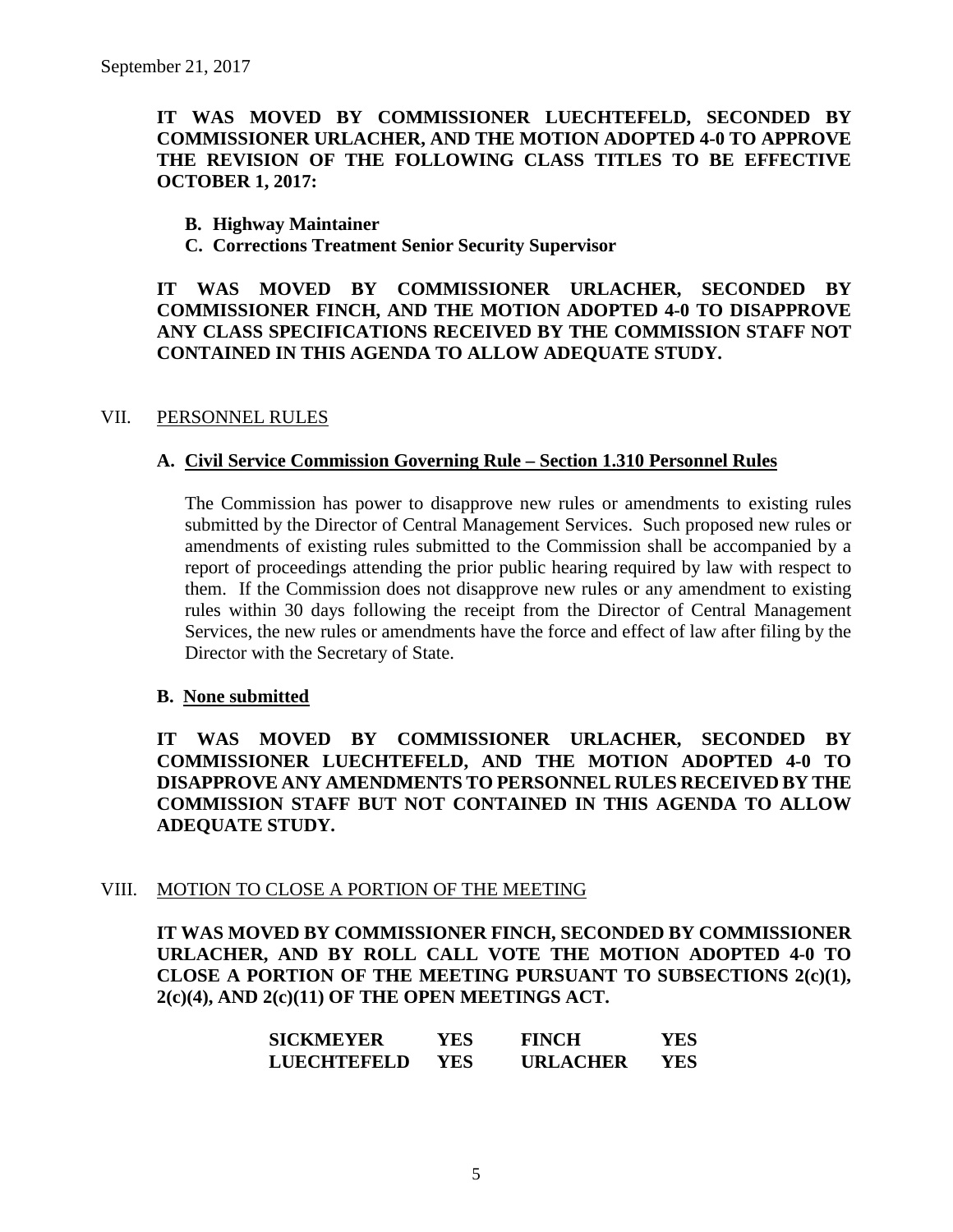September 21, 2017

**IT WAS MOVED BY COMMISSIONER LUECHTEFELD, SECONDED BY COMMISSIONER URLACHER, AND THE MOTION ADOPTED 4-0 TO APPROVE THE REVISION OF THE FOLLOWING CLASS TITLES TO BE EFFECTIVE OCTOBER 1, 2017:**

- **B. Highway Maintainer**
- **C. Corrections Treatment Senior Security Supervisor**

**IT WAS MOVED BY COMMISSIONER URLACHER, SECONDED BY COMMISSIONER FINCH, AND THE MOTION ADOPTED 4-0 TO DISAPPROVE ANY CLASS SPECIFICATIONS RECEIVED BY THE COMMISSION STAFF NOT CONTAINED IN THIS AGENDA TO ALLOW ADEQUATE STUDY.**

## VII. PERSONNEL RULES

### A. Civil Service Commission Governing Rule – Section 1.310 Personnel Rules

The Commission has power to disapprove new rules or amendments to existing rules submitted by the Director of Central Management Services. Such proposed new rules or amendments of existing rules submitted to the Commission shall be accompanied by a report of proceedings attending the prior public hearing required by law with respect to them. If the Commission does not disapprove new rules or any amendment to existing rules within 30 days following the receipt from the Director of Central Management Services, the new rules or amendments have the force and effect of law after filing by the Director with the Secretary of State.

### B. None submitted

**IT WAS MOVED BY COMMISSIONER URLACHER, SECONDED BY COMMISSIONER LUECHTEFELD, AND THE MOTION ADOPTED 4-0 TO DISAPPROVE ANY AMENDMENTS TO PERSONNEL RULES RECEIVED BY THE COMMISSION STAFF BUT NOT CONTAINED IN THIS AGENDA TO ALLOW ADEQUATE STUDY.**

## VIII. MOTION TO CLOSE A PORTION OF THE MEETING

**IT WAS MOVED BY COMMISSIONER FINCH, SECONDED BY COMMISSIONER URLACHER, AND BY ROLL CALL VOTE THE MOTION ADOPTED 4-0 TO CLOSE A PORTION OF THE MEETING PURSUANT TO SUBSECTIONS 2(c)(1), 2(c)(4), AND 2(c)(11) OF THE OPEN MEETINGS ACT.**

| | | | |
|---|---|---|---|
| **SICKMEYER** | **YES** | **FINCH** | **YES** |
| **LUECHTEFELD** | **YES** | **URLACHER** | **YES** |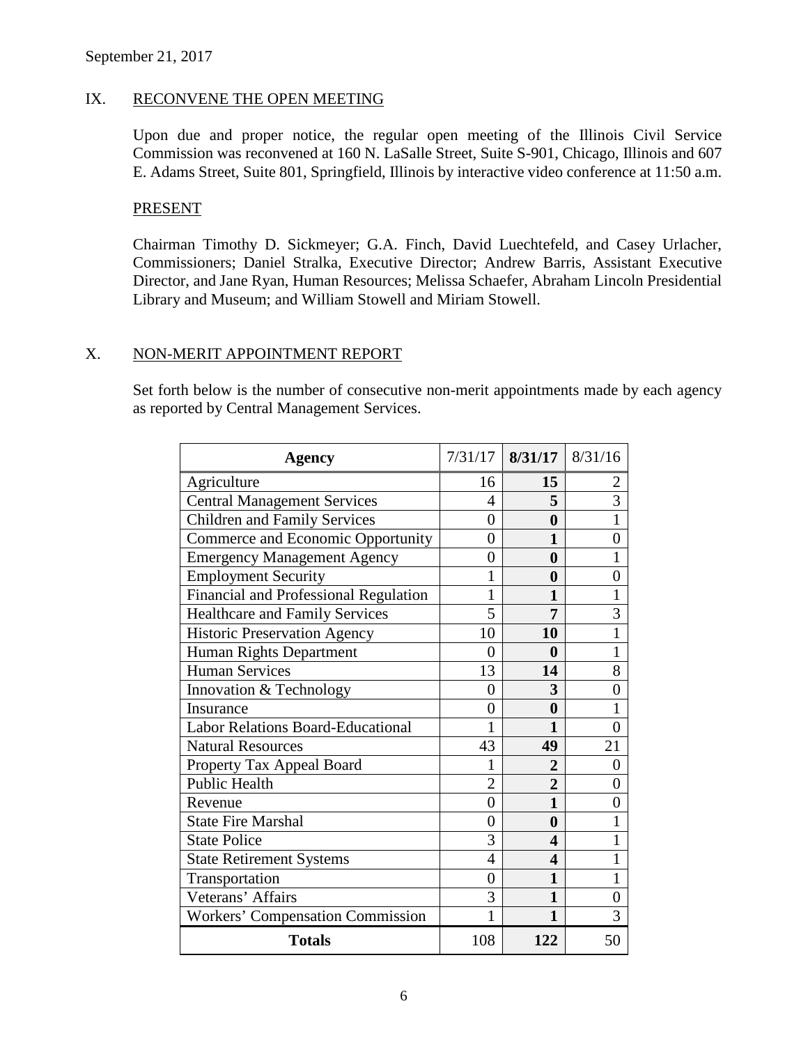September 21, 2017

## IX. RECONVENE THE OPEN MEETING

Upon due and proper notice, the regular open meeting of the Illinois Civil Service Commission was reconvened at 160 N. LaSalle Street, Suite S-901, Chicago, Illinois and 607 E. Adams Street, Suite 801, Springfield, Illinois by interactive video conference at 11:50 a.m.

### PRESENT

Chairman Timothy D. Sickmeyer; G.A. Finch, David Luechtefeld, and Casey Urlacher, Commissioners; Daniel Stralka, Executive Director; Andrew Barris, Assistant Executive Director, and Jane Ryan, Human Resources; Melissa Schaefer, Abraham Lincoln Presidential Library and Museum; and William Stowell and Miriam Stowell.

## X. NON-MERIT APPOINTMENT REPORT

Set forth below is the number of consecutive non-merit appointments made by each agency as reported by Central Management Services.

| Agency | 7/31/17 | 8/31/17 | 8/31/16 |
|---|---|---|---|
| Agriculture | 16 | **15** | 2 |
| Central Management Services | 4 | **5** | 3 |
| Children and Family Services | 0 | **0** | 1 |
| Commerce and Economic Opportunity | 0 | **1** | 0 |
| Emergency Management Agency | 0 | **0** | 1 |
| Employment Security | 1 | **0** | 0 |
| Financial and Professional Regulation | 1 | **1** | 1 |
| Healthcare and Family Services | 5 | **7** | 3 |
| Historic Preservation Agency | 10 | **10** | 1 |
| Human Rights Department | 0 | **0** | 1 |
| Human Services | 13 | **14** | 8 |
| Innovation & Technology | 0 | **3** | 0 |
| Insurance | 0 | **0** | 1 |
| Labor Relations Board-Educational | 1 | **1** | 0 |
| Natural Resources | 43 | **49** | 21 |
| Property Tax Appeal Board | 1 | **2** | 0 |
| Public Health | 2 | **2** | 0 |
| Revenue | 0 | **1** | 0 |
| State Fire Marshal | 0 | **0** | 1 |
| State Police | 3 | **4** | 1 |
| State Retirement Systems | 4 | **4** | 1 |
| Transportation | 0 | **1** | 1 |
| Veterans' Affairs | 3 | **1** | 0 |
| Workers' Compensation Commission | 1 | **1** | 3 |
| **Totals** | 108 | **122** | 50 |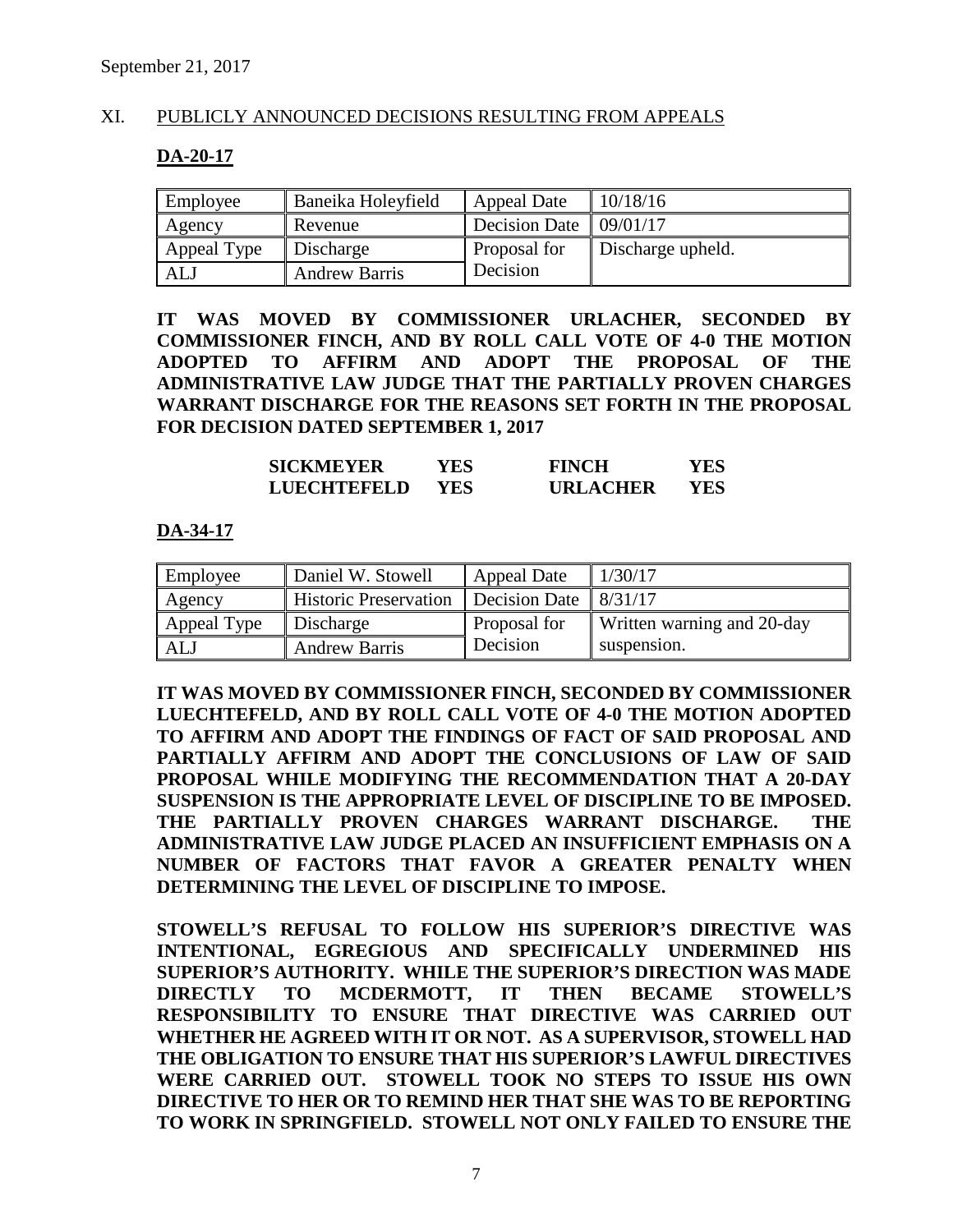September 21, 2017

## XI. PUBLICLY ANNOUNCED DECISIONS RESULTING FROM APPEALS

### DA-20-17

| Employee | Baneika Holeyfield | Appeal Date | 10/18/16 |
|---|---|---|---|
| Agency | Revenue | Decision Date | 09/01/17 |
| Appeal Type | Discharge | Proposal for Decision | Discharge upheld. |
| ALJ | Andrew Barris | | |

**IT WAS MOVED BY COMMISSIONER URLACHER, SECONDED BY COMMISSIONER FINCH, AND BY ROLL CALL VOTE OF 4-0 THE MOTION ADOPTED TO AFFIRM AND ADOPT THE PROPOSAL OF THE ADMINISTRATIVE LAW JUDGE THAT THE PARTIALLY PROVEN CHARGES WARRANT DISCHARGE FOR THE REASONS SET FORTH IN THE PROPOSAL FOR DECISION DATED SEPTEMBER 1, 2017**

| | | | |
|---|---|---|---|
| **SICKMEYER** | **YES** | **FINCH** | **YES** |
| **LUECHTEFELD** | **YES** | **URLACHER** | **YES** |

### DA-34-17

| Employee | Daniel W. Stowell | Appeal Date | 1/30/17 |
|---|---|---|---|
| Agency | Historic Preservation | Decision Date | 8/31/17 |
| Appeal Type | Discharge | Proposal for Decision | Written warning and 20-day suspension. |
| ALJ | Andrew Barris | | |

**IT WAS MOVED BY COMMISSIONER FINCH, SECONDED BY COMMISSIONER LUECHTEFELD, AND BY ROLL CALL VOTE OF 4-0 THE MOTION ADOPTED TO AFFIRM AND ADOPT THE FINDINGS OF FACT OF SAID PROPOSAL AND PARTIALLY AFFIRM AND ADOPT THE CONCLUSIONS OF LAW OF SAID PROPOSAL WHILE MODIFYING THE RECOMMENDATION THAT A 20-DAY SUSPENSION IS THE APPROPRIATE LEVEL OF DISCIPLINE TO BE IMPOSED. THE PARTIALLY PROVEN CHARGES WARRANT DISCHARGE. THE ADMINISTRATIVE LAW JUDGE PLACED AN INSUFFICIENT EMPHASIS ON A NUMBER OF FACTORS THAT FAVOR A GREATER PENALTY WHEN DETERMINING THE LEVEL OF DISCIPLINE TO IMPOSE.**

**STOWELL'S REFUSAL TO FOLLOW HIS SUPERIOR'S DIRECTIVE WAS INTENTIONAL, EGREGIOUS AND SPECIFICALLY UNDERMINED HIS SUPERIOR'S AUTHORITY. WHILE THE SUPERIOR'S DIRECTION WAS MADE DIRECTLY TO MCDERMOTT, IT THEN BECAME STOWELL'S RESPONSIBILITY TO ENSURE THAT DIRECTIVE WAS CARRIED OUT WHETHER HE AGREED WITH IT OR NOT. AS A SUPERVISOR, STOWELL HAD THE OBLIGATION TO ENSURE THAT HIS SUPERIOR'S LAWFUL DIRECTIVES WERE CARRIED OUT. STOWELL TOOK NO STEPS TO ISSUE HIS OWN DIRECTIVE TO HER OR TO REMIND HER THAT SHE WAS TO BE REPORTING TO WORK IN SPRINGFIELD. STOWELL NOT ONLY FAILED TO ENSURE THE**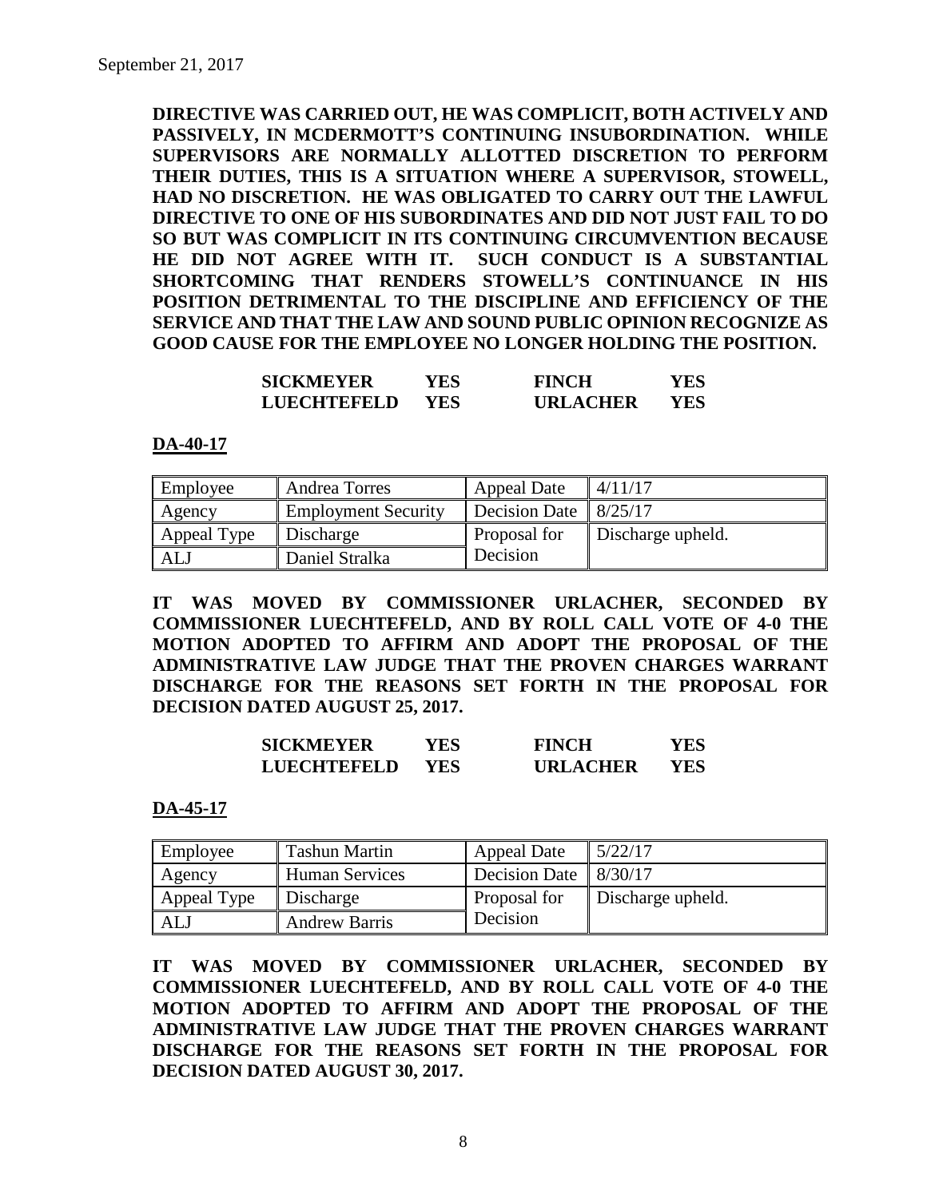**DIRECTIVE WAS CARRIED OUT, HE WAS COMPLICIT, BOTH ACTIVELY AND PASSIVELY, IN MCDERMOTT'S CONTINUING INSUBORDINATION. WHILE SUPERVISORS ARE NORMALLY ALLOTTED DISCRETION TO PERFORM THEIR DUTIES, THIS IS A SITUATION WHERE A SUPERVISOR, STOWELL, HAD NO DISCRETION. HE WAS OBLIGATED TO CARRY OUT THE LAWFUL DIRECTIVE TO ONE OF HIS SUBORDINATES AND DID NOT JUST FAIL TO DO SO BUT WAS COMPLICIT IN ITS CONTINUING CIRCUMVENTION BECAUSE HE DID NOT AGREE WITH IT. SUCH CONDUCT IS A SUBSTANTIAL SHORTCOMING THAT RENDERS STOWELL'S CONTINUANCE IN HIS POSITION DETRIMENTAL TO THE DISCIPLINE AND EFFICIENCY OF THE SERVICE AND THAT THE LAW AND SOUND PUBLIC OPINION RECOGNIZE AS GOOD CAUSE FOR THE EMPLOYEE NO LONGER HOLDING THE POSITION.**

| | | | |
|---|---|---|---|
| **SICKMEYER** | **YES** | **FINCH** | **YES** |
| **LUECHTEFELD** | **YES** | **URLACHER** | **YES** |

**DA-40-17**

| Employee | Andrea Torres | Appeal Date | 4/11/17 |
|---|---|---|---|
| Agency | Employment Security | Decision Date | 8/25/17 |
| Appeal Type | Discharge | Proposal for Decision | Discharge upheld. |
| ALJ | Daniel Stralka | | |

**IT WAS MOVED BY COMMISSIONER URLACHER, SECONDED BY COMMISSIONER LUECHTEFELD, AND BY ROLL CALL VOTE OF 4-0 THE MOTION ADOPTED TO AFFIRM AND ADOPT THE PROPOSAL OF THE ADMINISTRATIVE LAW JUDGE THAT THE PROVEN CHARGES WARRANT DISCHARGE FOR THE REASONS SET FORTH IN THE PROPOSAL FOR DECISION DATED AUGUST 25, 2017.**

| | | | |
|---|---|---|---|
| **SICKMEYER** | **YES** | **FINCH** | **YES** |
| **LUECHTEFELD** | **YES** | **URLACHER** | **YES** |

**DA-45-17**

| Employee | Tashun Martin | Appeal Date | 5/22/17 |
|---|---|---|---|
| Agency | Human Services | Decision Date | 8/30/17 |
| Appeal Type | Discharge | Proposal for Decision | Discharge upheld. |
| ALJ | Andrew Barris | | |

**IT WAS MOVED BY COMMISSIONER URLACHER, SECONDED BY COMMISSIONER LUECHTEFELD, AND BY ROLL CALL VOTE OF 4-0 THE MOTION ADOPTED TO AFFIRM AND ADOPT THE PROPOSAL OF THE ADMINISTRATIVE LAW JUDGE THAT THE PROVEN CHARGES WARRANT DISCHARGE FOR THE REASONS SET FORTH IN THE PROPOSAL FOR DECISION DATED AUGUST 30, 2017.**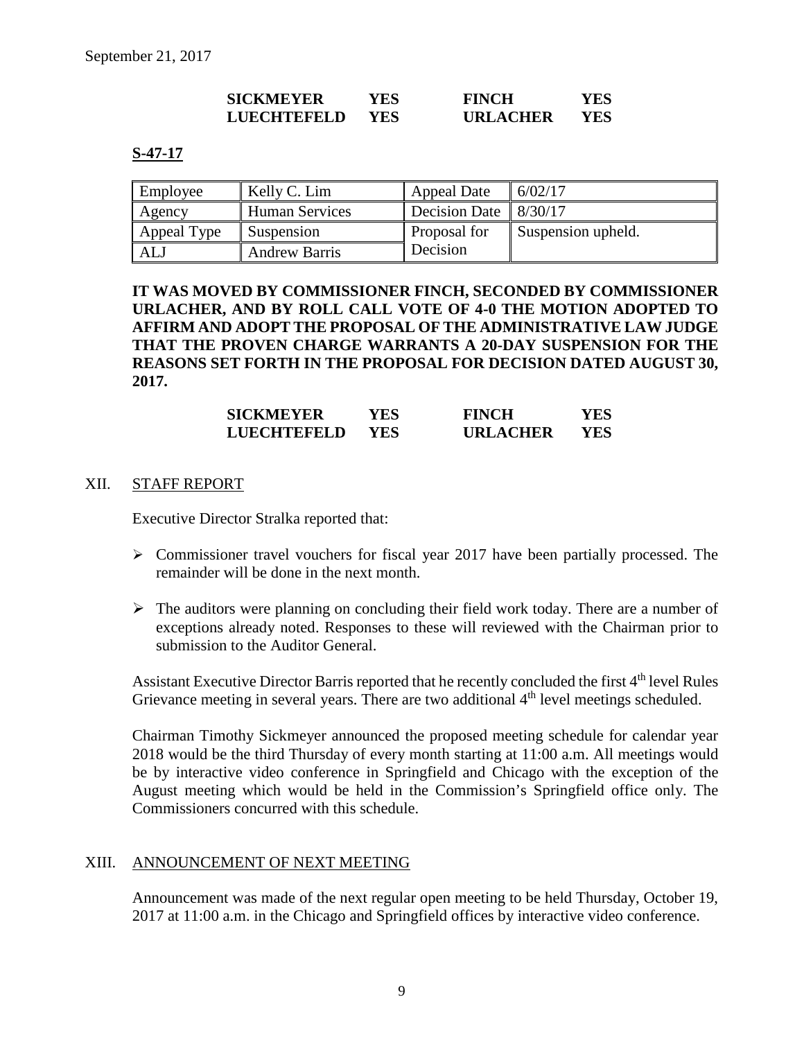September 21, 2017

| | | | |
|---|---|---|---|
| **SICKMEYER** | **YES** | **FINCH** | **YES** |
| **LUECHTEFELD** | **YES** | **URLACHER** | **YES** |

**S-47-17**

| Employee | Kelly C. Lim | Appeal Date | 6/02/17 |
|---|---|---|---|
| Agency | Human Services | Decision Date | 8/30/17 |
| Appeal Type | Suspension | Proposal for Decision | Suspension upheld. |
| ALJ | Andrew Barris | | |

**IT WAS MOVED BY COMMISSIONER FINCH, SECONDED BY COMMISSIONER URLACHER, AND BY ROLL CALL VOTE OF 4-0 THE MOTION ADOPTED TO AFFIRM AND ADOPT THE PROPOSAL OF THE ADMINISTRATIVE LAW JUDGE THAT THE PROVEN CHARGE WARRANTS A 20-DAY SUSPENSION FOR THE REASONS SET FORTH IN THE PROPOSAL FOR DECISION DATED AUGUST 30, 2017.**

| | | | |
|---|---|---|---|
| **SICKMEYER** | **YES** | **FINCH** | **YES** |
| **LUECHTEFELD** | **YES** | **URLACHER** | **YES** |

## XII. STAFF REPORT

Executive Director Stralka reported that:

- Commissioner travel vouchers for fiscal year 2017 have been partially processed. The remainder will be done in the next month.
- The auditors were planning on concluding their field work today. There are a number of exceptions already noted. Responses to these will reviewed with the Chairman prior to submission to the Auditor General.

Assistant Executive Director Barris reported that he recently concluded the first 4th level Rules Grievance meeting in several years. There are two additional 4th level meetings scheduled.

Chairman Timothy Sickmeyer announced the proposed meeting schedule for calendar year 2018 would be the third Thursday of every month starting at 11:00 a.m. All meetings would be by interactive video conference in Springfield and Chicago with the exception of the August meeting which would be held in the Commission's Springfield office only. The Commissioners concurred with this schedule.

## XIII. ANNOUNCEMENT OF NEXT MEETING

Announcement was made of the next regular open meeting to be held Thursday, October 19, 2017 at 11:00 a.m. in the Chicago and Springfield offices by interactive video conference.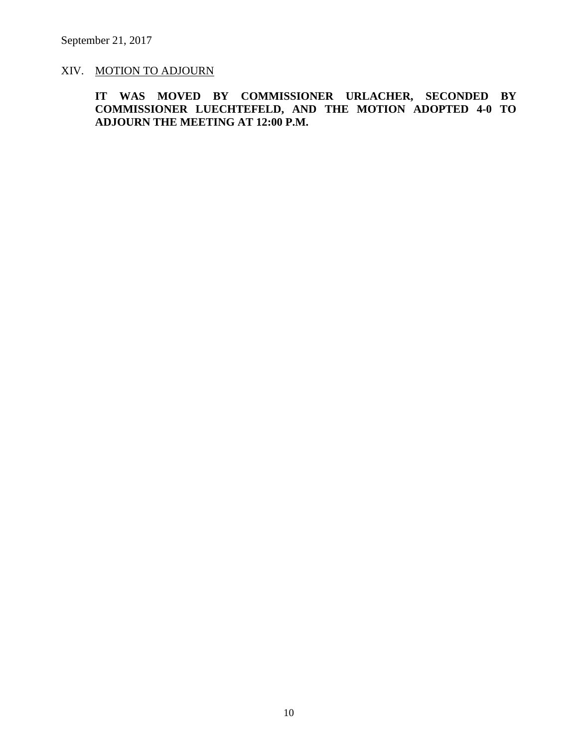## XIV. MOTION TO ADJOURN

**IT WAS MOVED BY COMMISSIONER URLACHER, SECONDED BY COMMISSIONER LUECHTEFELD, AND THE MOTION ADOPTED 4-0 TO ADJOURN THE MEETING AT 12:00 P.M.**